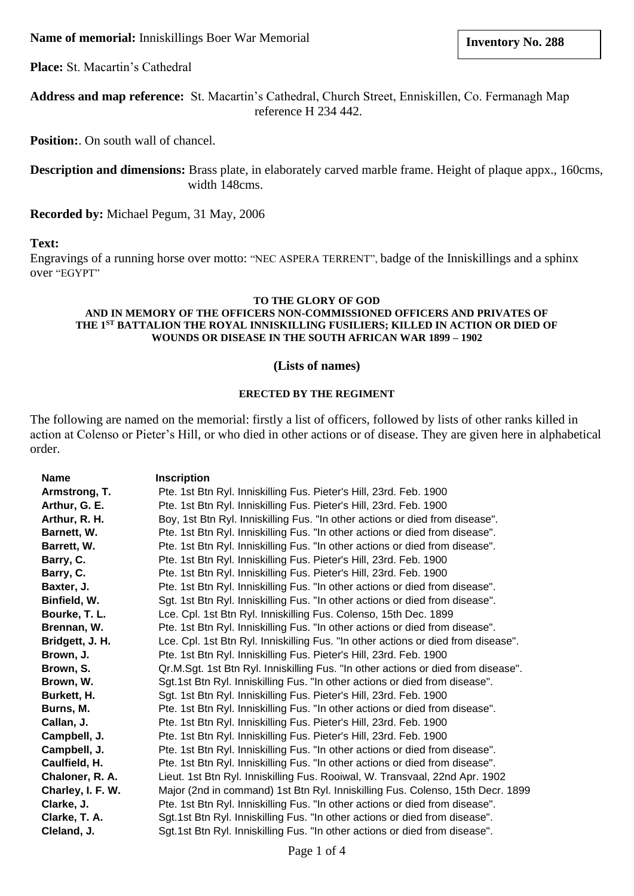**Name of memorial:** Inniskillings Boer War Memorial

**Inventory No. 288**

**Place:** St. Macartin's Cathedral

**Address and map reference:** St. Macartin's Cathedral, Church Street, Enniskillen, Co. Fermanagh Map reference H 234 442.

**Position:**. On south wall of chancel.

**Description and dimensions:** Brass plate, in elaborately carved marble frame. Height of plaque appx., 160cms, width 148cms.

**Recorded by:** Michael Pegum, 31 May, 2006

**Text:**

Engravings of a running horse over motto: "NEC ASPERA TERRENT", badge of the Inniskillings and a sphinx over "EGYPT"

**TO THE GLORY OF GOD**
**AND IN MEMORY OF THE OFFICERS NON-COMMISSIONED OFFICERS AND PRIVATES OF THE 1ST BATTALION THE ROYAL INNISKILLING FUSILIERS; KILLED IN ACTION OR DIED OF WOUNDS OR DISEASE IN THE SOUTH AFRICAN WAR 1899 – 1902**

**(Lists of names)**

**ERECTED BY THE REGIMENT**

The following are named on the memorial: firstly a list of officers, followed by lists of other ranks killed in action at Colenso or Pieter's Hill, or who died in other actions or of disease. They are given here in alphabetical order.

| Name | Inscription |
|---|---|
| **Armstrong, T.** | Pte. 1st Btn Ryl. Inniskilling Fus. Pieter's Hill, 23rd. Feb. 1900 |
| **Arthur, G. E.** | Pte. 1st Btn Ryl. Inniskilling Fus. Pieter's Hill, 23rd. Feb. 1900 |
| **Arthur, R. H.** | Boy, 1st Btn Ryl. Inniskilling Fus. "In other actions or died from disease". |
| **Barnett, W.** | Pte. 1st Btn Ryl. Inniskilling Fus. "In other actions or died from disease". |
| **Barrett, W.** | Pte. 1st Btn Ryl. Inniskilling Fus. "In other actions or died from disease". |
| **Barry, C.** | Pte. 1st Btn Ryl. Inniskilling Fus. Pieter's Hill, 23rd. Feb. 1900 |
| **Barry, C.** | Pte. 1st Btn Ryl. Inniskilling Fus. Pieter's Hill, 23rd. Feb. 1900 |
| **Baxter, J.** | Pte. 1st Btn Ryl. Inniskilling Fus. "In other actions or died from disease". |
| **Binfield, W.** | Sgt. 1st Btn Ryl. Inniskilling Fus. "In other actions or died from disease". |
| **Bourke, T. L.** | Lce. Cpl. 1st Btn Ryl. Inniskilling Fus. Colenso, 15th Dec. 1899 |
| **Brennan, W.** | Pte. 1st Btn Ryl. Inniskilling Fus. "In other actions or died from disease". |
| **Bridgett, J. H.** | Lce. Cpl. 1st Btn Ryl. Inniskilling Fus. "In other actions or died from disease". |
| **Brown, J.** | Pte. 1st Btn Ryl. Inniskilling Fus. Pieter's Hill, 23rd. Feb. 1900 |
| **Brown, S.** | Qr.M.Sgt. 1st Btn Ryl. Inniskilling Fus. "In other actions or died from disease". |
| **Brown, W.** | Sgt.1st Btn Ryl. Inniskilling Fus. "In other actions or died from disease". |
| **Burkett, H.** | Sgt. 1st Btn Ryl. Inniskilling Fus. Pieter's Hill, 23rd. Feb. 1900 |
| **Burns, M.** | Pte. 1st Btn Ryl. Inniskilling Fus. "In other actions or died from disease". |
| **Callan, J.** | Pte. 1st Btn Ryl. Inniskilling Fus. Pieter's Hill, 23rd. Feb. 1900 |
| **Campbell, J.** | Pte. 1st Btn Ryl. Inniskilling Fus. Pieter's Hill, 23rd. Feb. 1900 |
| **Campbell, J.** | Pte. 1st Btn Ryl. Inniskilling Fus. "In other actions or died from disease". |
| **Caulfield, H.** | Pte. 1st Btn Ryl. Inniskilling Fus. "In other actions or died from disease". |
| **Chaloner, R. A.** | Lieut. 1st Btn Ryl. Inniskilling Fus. Rooiwal, W. Transvaal, 22nd Apr. 1902 |
| **Charley, I. F. W.** | Major (2nd in command) 1st Btn Ryl. Inniskilling Fus. Colenso, 15th Decr. 1899 |
| **Clarke, J.** | Pte. 1st Btn Ryl. Inniskilling Fus. "In other actions or died from disease". |
| **Clarke, T. A.** | Sgt.1st Btn Ryl. Inniskilling Fus. "In other actions or died from disease". |
| **Cleland, J.** | Sgt.1st Btn Ryl. Inniskilling Fus. "In other actions or died from disease". |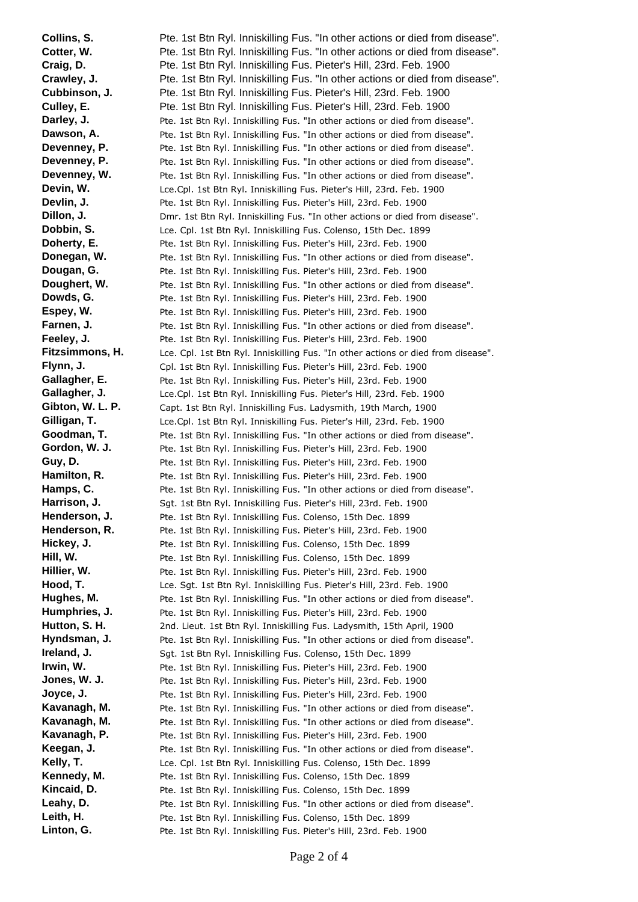| | |
|---|---|
| **Collins, S.** | Pte. 1st Btn Ryl. Inniskilling Fus. "In other actions or died from disease". |
| **Cotter, W.** | Pte. 1st Btn Ryl. Inniskilling Fus. "In other actions or died from disease". |
| **Craig, D.** | Pte. 1st Btn Ryl. Inniskilling Fus. Pieter's Hill, 23rd. Feb. 1900 |
| **Crawley, J.** | Pte. 1st Btn Ryl. Inniskilling Fus. "In other actions or died from disease". |
| **Cubbinson, J.** | Pte. 1st Btn Ryl. Inniskilling Fus. Pieter's Hill, 23rd. Feb. 1900 |
| **Culley, E.** | Pte. 1st Btn Ryl. Inniskilling Fus. Pieter's Hill, 23rd. Feb. 1900 |
| **Darley, J.** | Pte. 1st Btn Ryl. Inniskilling Fus. "In other actions or died from disease". |
| **Dawson, A.** | Pte. 1st Btn Ryl. Inniskilling Fus. "In other actions or died from disease". |
| **Devenney, P.** | Pte. 1st Btn Ryl. Inniskilling Fus. "In other actions or died from disease". |
| **Devenney, P.** | Pte. 1st Btn Ryl. Inniskilling Fus. "In other actions or died from disease". |
| **Devenney, W.** | Pte. 1st Btn Ryl. Inniskilling Fus. "In other actions or died from disease". |
| **Devin, W.** | Lce.Cpl. 1st Btn Ryl. Inniskilling Fus. Pieter's Hill, 23rd. Feb. 1900 |
| **Devlin, J.** | Pte. 1st Btn Ryl. Inniskilling Fus. Pieter's Hill, 23rd. Feb. 1900 |
| **Dillon, J.** | Dmr. 1st Btn Ryl. Inniskilling Fus. "In other actions or died from disease". |
| **Dobbin, S.** | Lce. Cpl. 1st Btn Ryl. Inniskilling Fus. Colenso, 15th Dec. 1899 |
| **Doherty, E.** | Pte. 1st Btn Ryl. Inniskilling Fus. Pieter's Hill, 23rd. Feb. 1900 |
| **Donegan, W.** | Pte. 1st Btn Ryl. Inniskilling Fus. "In other actions or died from disease". |
| **Dougan, G.** | Pte. 1st Btn Ryl. Inniskilling Fus. Pieter's Hill, 23rd. Feb. 1900 |
| **Doughert, W.** | Pte. 1st Btn Ryl. Inniskilling Fus. "In other actions or died from disease". |
| **Dowds, G.** | Pte. 1st Btn Ryl. Inniskilling Fus. Pieter's Hill, 23rd. Feb. 1900 |
| **Espey, W.** | Pte. 1st Btn Ryl. Inniskilling Fus. Pieter's Hill, 23rd. Feb. 1900 |
| **Farnen, J.** | Pte. 1st Btn Ryl. Inniskilling Fus. "In other actions or died from disease". |
| **Feeley, J.** | Pte. 1st Btn Ryl. Inniskilling Fus. Pieter's Hill, 23rd. Feb. 1900 |
| **Fitzsimmons, H.** | Lce. Cpl. 1st Btn Ryl. Inniskilling Fus. "In other actions or died from disease". |
| **Flynn, J.** | Cpl. 1st Btn Ryl. Inniskilling Fus. Pieter's Hill, 23rd. Feb. 1900 |
| **Gallagher, E.** | Pte. 1st Btn Ryl. Inniskilling Fus. Pieter's Hill, 23rd. Feb. 1900 |
| **Gallagher, J.** | Lce.Cpl. 1st Btn Ryl. Inniskilling Fus. Pieter's Hill, 23rd. Feb. 1900 |
| **Gibton, W. L. P.** | Capt. 1st Btn Ryl. Inniskilling Fus. Ladysmith, 19th March, 1900 |
| **Gilligan, T.** | Lce.Cpl. 1st Btn Ryl. Inniskilling Fus. Pieter's Hill, 23rd. Feb. 1900 |
| **Goodman, T.** | Pte. 1st Btn Ryl. Inniskilling Fus. "In other actions or died from disease". |
| **Gordon, W. J.** | Pte. 1st Btn Ryl. Inniskilling Fus. Pieter's Hill, 23rd. Feb. 1900 |
| **Guy, D.** | Pte. 1st Btn Ryl. Inniskilling Fus. Pieter's Hill, 23rd. Feb. 1900 |
| **Hamilton, R.** | Pte. 1st Btn Ryl. Inniskilling Fus. Pieter's Hill, 23rd. Feb. 1900 |
| **Hamps, C.** | Pte. 1st Btn Ryl. Inniskilling Fus. "In other actions or died from disease". |
| **Harrison, J.** | Sgt. 1st Btn Ryl. Inniskilling Fus. Pieter's Hill, 23rd. Feb. 1900 |
| **Henderson, J.** | Pte. 1st Btn Ryl. Inniskilling Fus. Colenso, 15th Dec. 1899 |
| **Henderson, R.** | Pte. 1st Btn Ryl. Inniskilling Fus. Pieter's Hill, 23rd. Feb. 1900 |
| **Hickey, J.** | Pte. 1st Btn Ryl. Inniskilling Fus. Colenso, 15th Dec. 1899 |
| **Hill, W.** | Pte. 1st Btn Ryl. Inniskilling Fus. Colenso, 15th Dec. 1899 |
| **Hillier, W.** | Pte. 1st Btn Ryl. Inniskilling Fus. Pieter's Hill, 23rd. Feb. 1900 |
| **Hood, T.** | Lce. Sgt. 1st Btn Ryl. Inniskilling Fus. Pieter's Hill, 23rd. Feb. 1900 |
| **Hughes, M.** | Pte. 1st Btn Ryl. Inniskilling Fus. "In other actions or died from disease". |
| **Humphries, J.** | Pte. 1st Btn Ryl. Inniskilling Fus. Pieter's Hill, 23rd. Feb. 1900 |
| **Hutton, S. H.** | 2nd. Lieut. 1st Btn Ryl. Inniskilling Fus. Ladysmith, 15th April, 1900 |
| **Hyndsman, J.** | Pte. 1st Btn Ryl. Inniskilling Fus. "In other actions or died from disease". |
| **Ireland, J.** | Sgt. 1st Btn Ryl. Inniskilling Fus. Colenso, 15th Dec. 1899 |
| **Irwin, W.** | Pte. 1st Btn Ryl. Inniskilling Fus. Pieter's Hill, 23rd. Feb. 1900 |
| **Jones, W. J.** | Pte. 1st Btn Ryl. Inniskilling Fus. Pieter's Hill, 23rd. Feb. 1900 |
| **Joyce, J.** | Pte. 1st Btn Ryl. Inniskilling Fus. Pieter's Hill, 23rd. Feb. 1900 |
| **Kavanagh, M.** | Pte. 1st Btn Ryl. Inniskilling Fus. "In other actions or died from disease". |
| **Kavanagh, M.** | Pte. 1st Btn Ryl. Inniskilling Fus. "In other actions or died from disease". |
| **Kavanagh, P.** | Pte. 1st Btn Ryl. Inniskilling Fus. Pieter's Hill, 23rd. Feb. 1900 |
| **Keegan, J.** | Pte. 1st Btn Ryl. Inniskilling Fus. "In other actions or died from disease". |
| **Kelly, T.** | Lce. Cpl. 1st Btn Ryl. Inniskilling Fus. Colenso, 15th Dec. 1899 |
| **Kennedy, M.** | Pte. 1st Btn Ryl. Inniskilling Fus. Colenso, 15th Dec. 1899 |
| **Kincaid, D.** | Pte. 1st Btn Ryl. Inniskilling Fus. Colenso, 15th Dec. 1899 |
| **Leahy, D.** | Pte. 1st Btn Ryl. Inniskilling Fus. "In other actions or died from disease". |
| **Leith, H.** | Pte. 1st Btn Ryl. Inniskilling Fus. Colenso, 15th Dec. 1899 |
| **Linton, G.** | Pte. 1st Btn Ryl. Inniskilling Fus. Pieter's Hill, 23rd. Feb. 1900 |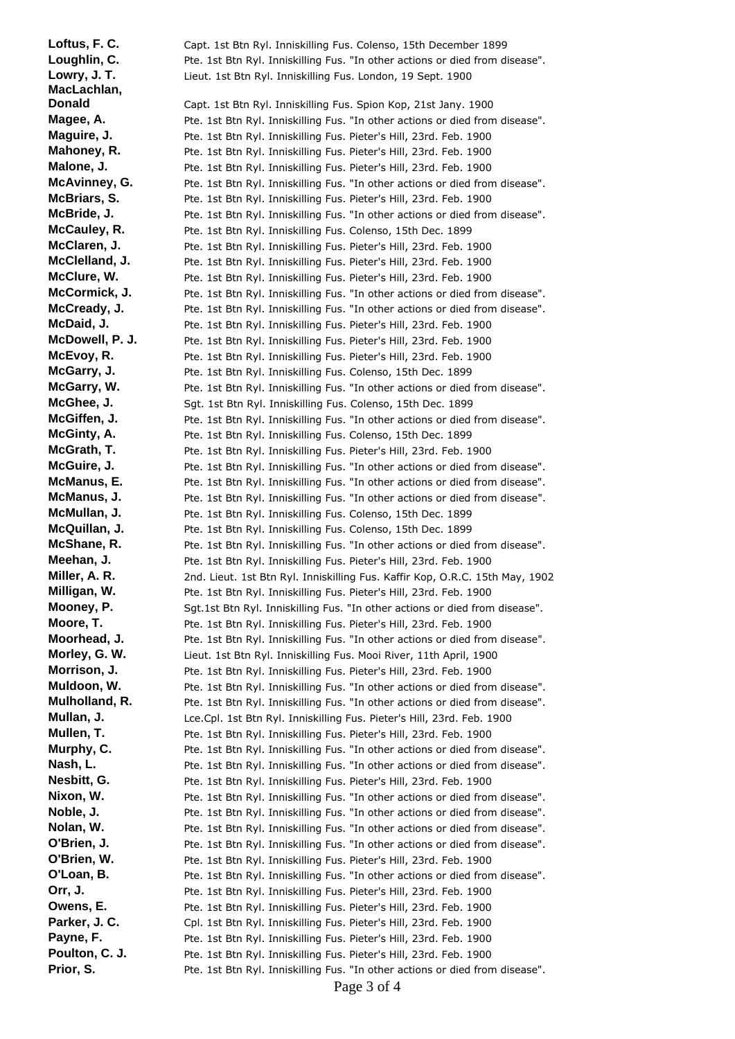**Loftus, F. C.** Capt. 1st Btn Ryl. Inniskilling Fus. Colenso, 15th December 1899
**Loughlin, C.** Pte. 1st Btn Ryl. Inniskilling Fus. "In other actions or died from disease".
**Lowry, J. T.** Lieut. 1st Btn Ryl. Inniskilling Fus. London, 19 Sept. 1900
**MacLachlan, Donald** Capt. 1st Btn Ryl. Inniskilling Fus. Spion Kop, 21st Jany. 1900
**Magee, A.** Pte. 1st Btn Ryl. Inniskilling Fus. "In other actions or died from disease".
**Maguire, J.** Pte. 1st Btn Ryl. Inniskilling Fus. Pieter's Hill, 23rd. Feb. 1900
**Mahoney, R.** Pte. 1st Btn Ryl. Inniskilling Fus. Pieter's Hill, 23rd. Feb. 1900
**Malone, J.** Pte. 1st Btn Ryl. Inniskilling Fus. Pieter's Hill, 23rd. Feb. 1900
**McAvinney, G.** Pte. 1st Btn Ryl. Inniskilling Fus. "In other actions or died from disease".
**McBriars, S.** Pte. 1st Btn Ryl. Inniskilling Fus. Pieter's Hill, 23rd. Feb. 1900
**McBride, J.** Pte. 1st Btn Ryl. Inniskilling Fus. "In other actions or died from disease".
**McCauley, R.** Pte. 1st Btn Ryl. Inniskilling Fus. Colenso, 15th Dec. 1899
**McClaren, J.** Pte. 1st Btn Ryl. Inniskilling Fus. Pieter's Hill, 23rd. Feb. 1900
**McClelland, J.** Pte. 1st Btn Ryl. Inniskilling Fus. Pieter's Hill, 23rd. Feb. 1900
**McClure, W.** Pte. 1st Btn Ryl. Inniskilling Fus. Pieter's Hill, 23rd. Feb. 1900
**McCormick, J.** Pte. 1st Btn Ryl. Inniskilling Fus. "In other actions or died from disease".
**McCready, J.** Pte. 1st Btn Ryl. Inniskilling Fus. "In other actions or died from disease".
**McDaid, J.** Pte. 1st Btn Ryl. Inniskilling Fus. Pieter's Hill, 23rd. Feb. 1900
**McDowell, P. J.** Pte. 1st Btn Ryl. Inniskilling Fus. Pieter's Hill, 23rd. Feb. 1900
**McEvoy, R.** Pte. 1st Btn Ryl. Inniskilling Fus. Pieter's Hill, 23rd. Feb. 1900
**McGarry, J.** Pte. 1st Btn Ryl. Inniskilling Fus. Colenso, 15th Dec. 1899
**McGarry, W.** Pte. 1st Btn Ryl. Inniskilling Fus. "In other actions or died from disease".
**McGhee, J.** Sgt. 1st Btn Ryl. Inniskilling Fus. Colenso, 15th Dec. 1899
**McGiffen, J.** Pte. 1st Btn Ryl. Inniskilling Fus. "In other actions or died from disease".
**McGinty, A.** Pte. 1st Btn Ryl. Inniskilling Fus. Colenso, 15th Dec. 1899
**McGrath, T.** Pte. 1st Btn Ryl. Inniskilling Fus. Pieter's Hill, 23rd. Feb. 1900
**McGuire, J.** Pte. 1st Btn Ryl. Inniskilling Fus. "In other actions or died from disease".
**McManus, E.** Pte. 1st Btn Ryl. Inniskilling Fus. "In other actions or died from disease".
**McManus, J.** Pte. 1st Btn Ryl. Inniskilling Fus. "In other actions or died from disease".
**McMullan, J.** Pte. 1st Btn Ryl. Inniskilling Fus. Colenso, 15th Dec. 1899
**McQuillan, J.** Pte. 1st Btn Ryl. Inniskilling Fus. Colenso, 15th Dec. 1899
**McShane, R.** Pte. 1st Btn Ryl. Inniskilling Fus. "In other actions or died from disease".
**Meehan, J.** Pte. 1st Btn Ryl. Inniskilling Fus. Pieter's Hill, 23rd. Feb. 1900
**Miller, A. R.** 2nd. Lieut. 1st Btn Ryl. Inniskilling Fus. Kaffir Kop, O.R.C. 15th May, 1902
**Milligan, W.** Pte. 1st Btn Ryl. Inniskilling Fus. Pieter's Hill, 23rd. Feb. 1900
**Mooney, P.** Sgt.1st Btn Ryl. Inniskilling Fus. "In other actions or died from disease".
**Moore, T.** Pte. 1st Btn Ryl. Inniskilling Fus. Pieter's Hill, 23rd. Feb. 1900
**Moorhead, J.** Pte. 1st Btn Ryl. Inniskilling Fus. "In other actions or died from disease".
**Morley, G. W.** Lieut. 1st Btn Ryl. Inniskilling Fus. Mooi River, 11th April, 1900
**Morrison, J.** Pte. 1st Btn Ryl. Inniskilling Fus. Pieter's Hill, 23rd. Feb. 1900
**Muldoon, W.** Pte. 1st Btn Ryl. Inniskilling Fus. "In other actions or died from disease".
**Mulholland, R.** Pte. 1st Btn Ryl. Inniskilling Fus. "In other actions or died from disease".
**Mullan, J.** Lce.Cpl. 1st Btn Ryl. Inniskilling Fus. Pieter's Hill, 23rd. Feb. 1900
**Mullen, T.** Pte. 1st Btn Ryl. Inniskilling Fus. Pieter's Hill, 23rd. Feb. 1900
**Murphy, C.** Pte. 1st Btn Ryl. Inniskilling Fus. "In other actions or died from disease".
**Nash, L.** Pte. 1st Btn Ryl. Inniskilling Fus. "In other actions or died from disease".
**Nesbitt, G.** Pte. 1st Btn Ryl. Inniskilling Fus. Pieter's Hill, 23rd. Feb. 1900
**Nixon, W.** Pte. 1st Btn Ryl. Inniskilling Fus. "In other actions or died from disease".
**Noble, J.** Pte. 1st Btn Ryl. Inniskilling Fus. "In other actions or died from disease".
**Nolan, W.** Pte. 1st Btn Ryl. Inniskilling Fus. "In other actions or died from disease".
**O'Brien, J.** Pte. 1st Btn Ryl. Inniskilling Fus. "In other actions or died from disease".
**O'Brien, W.** Pte. 1st Btn Ryl. Inniskilling Fus. Pieter's Hill, 23rd. Feb. 1900
**O'Loan, B.** Pte. 1st Btn Ryl. Inniskilling Fus. "In other actions or died from disease".
**Orr, J.** Pte. 1st Btn Ryl. Inniskilling Fus. Pieter's Hill, 23rd. Feb. 1900
**Owens, E.** Pte. 1st Btn Ryl. Inniskilling Fus. Pieter's Hill, 23rd. Feb. 1900
**Parker, J. C.** Cpl. 1st Btn Ryl. Inniskilling Fus. Pieter's Hill, 23rd. Feb. 1900
**Payne, F.** Pte. 1st Btn Ryl. Inniskilling Fus. Pieter's Hill, 23rd. Feb. 1900
**Poulton, C. J.** Pte. 1st Btn Ryl. Inniskilling Fus. Pieter's Hill, 23rd. Feb. 1900
**Prior, S.** Pte. 1st Btn Ryl. Inniskilling Fus. "In other actions or died from disease".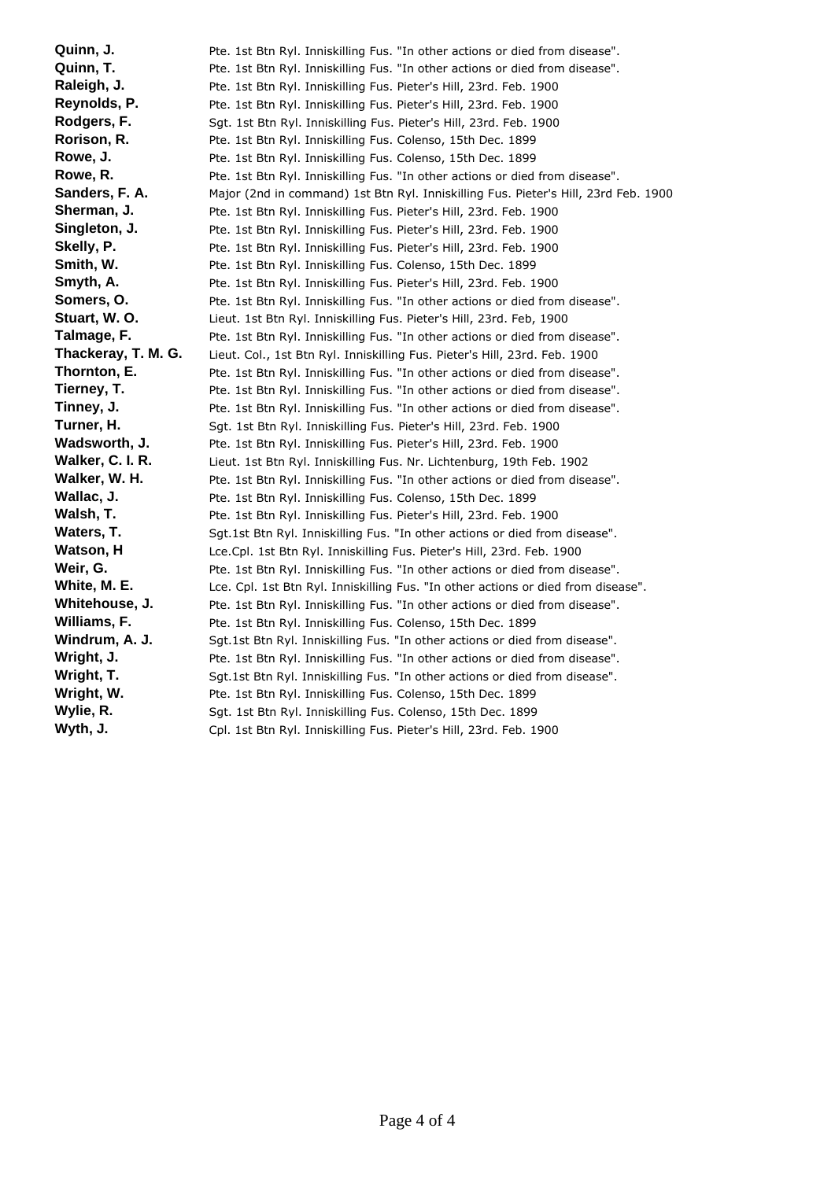| | |
|---|---|
| **Quinn, J.** | Pte. 1st Btn Ryl. Inniskilling Fus. "In other actions or died from disease". |
| **Quinn, T.** | Pte. 1st Btn Ryl. Inniskilling Fus. "In other actions or died from disease". |
| **Raleigh, J.** | Pte. 1st Btn Ryl. Inniskilling Fus. Pieter's Hill, 23rd. Feb. 1900 |
| **Reynolds, P.** | Pte. 1st Btn Ryl. Inniskilling Fus. Pieter's Hill, 23rd. Feb. 1900 |
| **Rodgers, F.** | Sgt. 1st Btn Ryl. Inniskilling Fus. Pieter's Hill, 23rd. Feb. 1900 |
| **Rorison, R.** | Pte. 1st Btn Ryl. Inniskilling Fus. Colenso, 15th Dec. 1899 |
| **Rowe, J.** | Pte. 1st Btn Ryl. Inniskilling Fus. Colenso, 15th Dec. 1899 |
| **Rowe, R.** | Pte. 1st Btn Ryl. Inniskilling Fus. "In other actions or died from disease". |
| **Sanders, F. A.** | Major (2nd in command) 1st Btn Ryl. Inniskilling Fus. Pieter's Hill, 23rd Feb. 1900 |
| **Sherman, J.** | Pte. 1st Btn Ryl. Inniskilling Fus. Pieter's Hill, 23rd. Feb. 1900 |
| **Singleton, J.** | Pte. 1st Btn Ryl. Inniskilling Fus. Pieter's Hill, 23rd. Feb. 1900 |
| **Skelly, P.** | Pte. 1st Btn Ryl. Inniskilling Fus. Pieter's Hill, 23rd. Feb. 1900 |
| **Smith, W.** | Pte. 1st Btn Ryl. Inniskilling Fus. Colenso, 15th Dec. 1899 |
| **Smyth, A.** | Pte. 1st Btn Ryl. Inniskilling Fus. Pieter's Hill, 23rd. Feb. 1900 |
| **Somers, O.** | Pte. 1st Btn Ryl. Inniskilling Fus. "In other actions or died from disease". |
| **Stuart, W. O.** | Lieut. 1st Btn Ryl. Inniskilling Fus. Pieter's Hill, 23rd. Feb, 1900 |
| **Talmage, F.** | Pte. 1st Btn Ryl. Inniskilling Fus. "In other actions or died from disease". |
| **Thackeray, T. M. G.** | Lieut. Col., 1st Btn Ryl. Inniskilling Fus. Pieter's Hill, 23rd. Feb. 1900 |
| **Thornton, E.** | Pte. 1st Btn Ryl. Inniskilling Fus. "In other actions or died from disease". |
| **Tierney, T.** | Pte. 1st Btn Ryl. Inniskilling Fus. "In other actions or died from disease". |
| **Tinney, J.** | Pte. 1st Btn Ryl. Inniskilling Fus. "In other actions or died from disease". |
| **Turner, H.** | Sgt. 1st Btn Ryl. Inniskilling Fus. Pieter's Hill, 23rd. Feb. 1900 |
| **Wadsworth, J.** | Pte. 1st Btn Ryl. Inniskilling Fus. Pieter's Hill, 23rd. Feb. 1900 |
| **Walker, C. I. R.** | Lieut. 1st Btn Ryl. Inniskilling Fus. Nr. Lichtenburg, 19th Feb. 1902 |
| **Walker, W. H.** | Pte. 1st Btn Ryl. Inniskilling Fus. "In other actions or died from disease". |
| **Wallac, J.** | Pte. 1st Btn Ryl. Inniskilling Fus. Colenso, 15th Dec. 1899 |
| **Walsh, T.** | Pte. 1st Btn Ryl. Inniskilling Fus. Pieter's Hill, 23rd. Feb. 1900 |
| **Waters, T.** | Sgt.1st Btn Ryl. Inniskilling Fus. "In other actions or died from disease". |
| **Watson, H** | Lce.Cpl. 1st Btn Ryl. Inniskilling Fus. Pieter's Hill, 23rd. Feb. 1900 |
| **Weir, G.** | Pte. 1st Btn Ryl. Inniskilling Fus. "In other actions or died from disease". |
| **White, M. E.** | Lce. Cpl. 1st Btn Ryl. Inniskilling Fus. "In other actions or died from disease". |
| **Whitehouse, J.** | Pte. 1st Btn Ryl. Inniskilling Fus. "In other actions or died from disease". |
| **Williams, F.** | Pte. 1st Btn Ryl. Inniskilling Fus. Colenso, 15th Dec. 1899 |
| **Windrum, A. J.** | Sgt.1st Btn Ryl. Inniskilling Fus. "In other actions or died from disease". |
| **Wright, J.** | Pte. 1st Btn Ryl. Inniskilling Fus. "In other actions or died from disease". |
| **Wright, T.** | Sgt.1st Btn Ryl. Inniskilling Fus. "In other actions or died from disease". |
| **Wright, W.** | Pte. 1st Btn Ryl. Inniskilling Fus. Colenso, 15th Dec. 1899 |
| **Wylie, R.** | Sgt. 1st Btn Ryl. Inniskilling Fus. Colenso, 15th Dec. 1899 |
| **Wyth, J.** | Cpl. 1st Btn Ryl. Inniskilling Fus. Pieter's Hill, 23rd. Feb. 1900 |